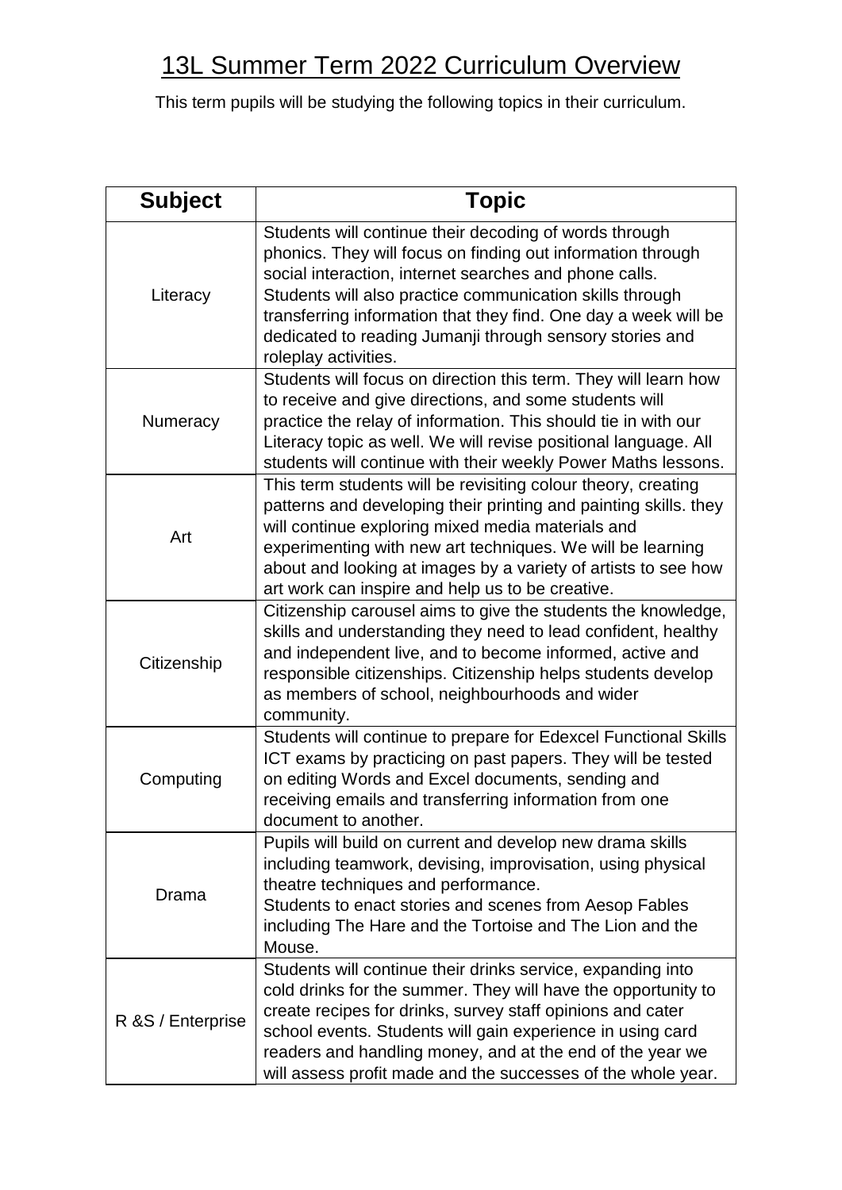# 13L Summer Term 2022 Curriculum Overview

This term pupils will be studying the following topics in their curriculum.

| Subject | Topic |
|---|---|
| Literacy | Students will continue their decoding of words through phonics. They will focus on finding out information through social interaction, internet searches and phone calls. Students will also practice communication skills through transferring information that they find. One day a week will be dedicated to reading Jumanji through sensory stories and roleplay activities. |
| Numeracy | Students will focus on direction this term. They will learn how to receive and give directions, and some students will practice the relay of information. This should tie in with our Literacy topic as well. We will revise positional language. All students will continue with their weekly Power Maths lessons. |
| Art | This term students will be revisiting colour theory, creating patterns and developing their printing and painting skills. they will continue exploring mixed media materials and experimenting with new art techniques. We will be learning about and looking at images by a variety of artists to see how art work can inspire and help us to be creative. |
| Citizenship | Citizenship carousel aims to give the students the knowledge, skills and understanding they need to lead confident, healthy and independent live, and to become informed, active and responsible citizenships. Citizenship helps students develop as members of school, neighbourhoods and wider community. |
| Computing | Students will continue to prepare for Edexcel Functional Skills ICT exams by practicing on past papers. They will be tested on editing Words and Excel documents, sending and receiving emails and transferring information from one document to another. |
| Drama | Pupils will build on current and develop new drama skills including teamwork, devising, improvisation, using physical theatre techniques and performance.<br>Students to enact stories and scenes from Aesop Fables including The Hare and the Tortoise and The Lion and the Mouse. |
| R &S / Enterprise | Students will continue their drinks service, expanding into cold drinks for the summer. They will have the opportunity to create recipes for drinks, survey staff opinions and cater school events. Students will gain experience in using card readers and handling money, and at the end of the year we will assess profit made and the successes of the whole year. |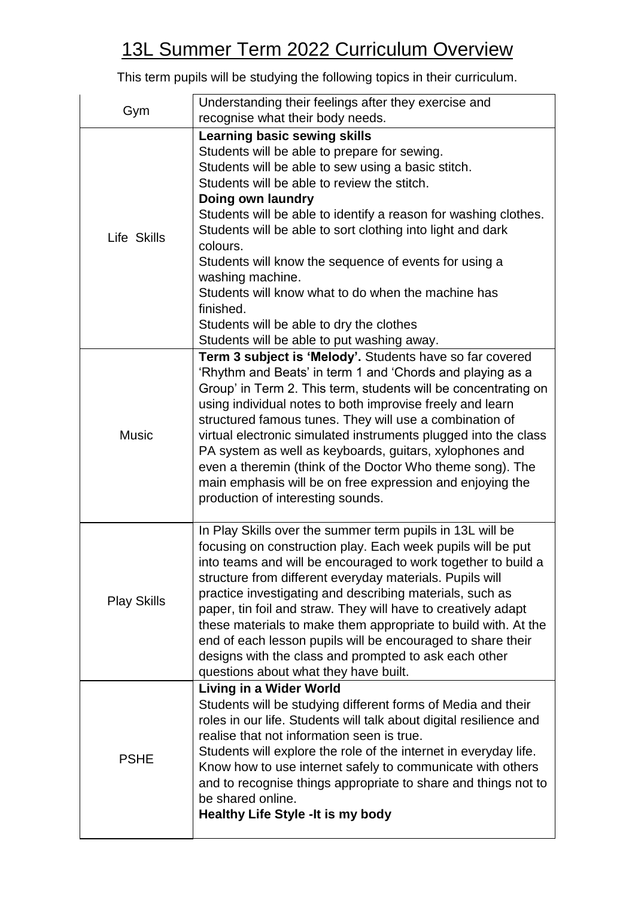# 13L Summer Term 2022 Curriculum Overview

This term pupils will be studying the following topics in their curriculum.

| | |
|---|---|
| Gym | Understanding their feelings after they exercise and recognise what their body needs. |
| Life Skills | **Learning basic sewing skills**<br>Students will be able to prepare for sewing.<br>Students will be able to sew using a basic stitch.<br>Students will be able to review the stitch.<br>**Doing own laundry**<br>Students will be able to identify a reason for washing clothes.<br>Students will be able to sort clothing into light and dark colours.<br>Students will know the sequence of events for using a washing machine.<br>Students will know what to do when the machine has finished.<br>Students will be able to dry the clothes<br>Students will be able to put washing away. |
| Music | **Term 3 subject is 'Melody'.** Students have so far covered 'Rhythm and Beats' in term 1 and 'Chords and playing as a Group' in Term 2. This term, students will be concentrating on using individual notes to both improvise freely and learn structured famous tunes. They will use a combination of virtual electronic simulated instruments plugged into the class PA system as well as keyboards, guitars, xylophones and even a theremin (think of the Doctor Who theme song). The main emphasis will be on free expression and enjoying the production of interesting sounds. |
| Play Skills | In Play Skills over the summer term pupils in 13L will be focusing on construction play. Each week pupils will be put into teams and will be encouraged to work together to build a structure from different everyday materials. Pupils will practice investigating and describing materials, such as paper, tin foil and straw. They will have to creatively adapt these materials to make them appropriate to build with. At the end of each lesson pupils will be encouraged to share their designs with the class and prompted to ask each other questions about what they have built. |
| PSHE | **Living in a Wider World**<br>Students will be studying different forms of Media and their roles in our life. Students will talk about digital resilience and realise that not information seen is true.<br>Students will explore the role of the internet in everyday life. Know how to use internet safely to communicate with others and to recognise things appropriate to share and things not to be shared online.<br>**Healthy Life Style -It is my body** |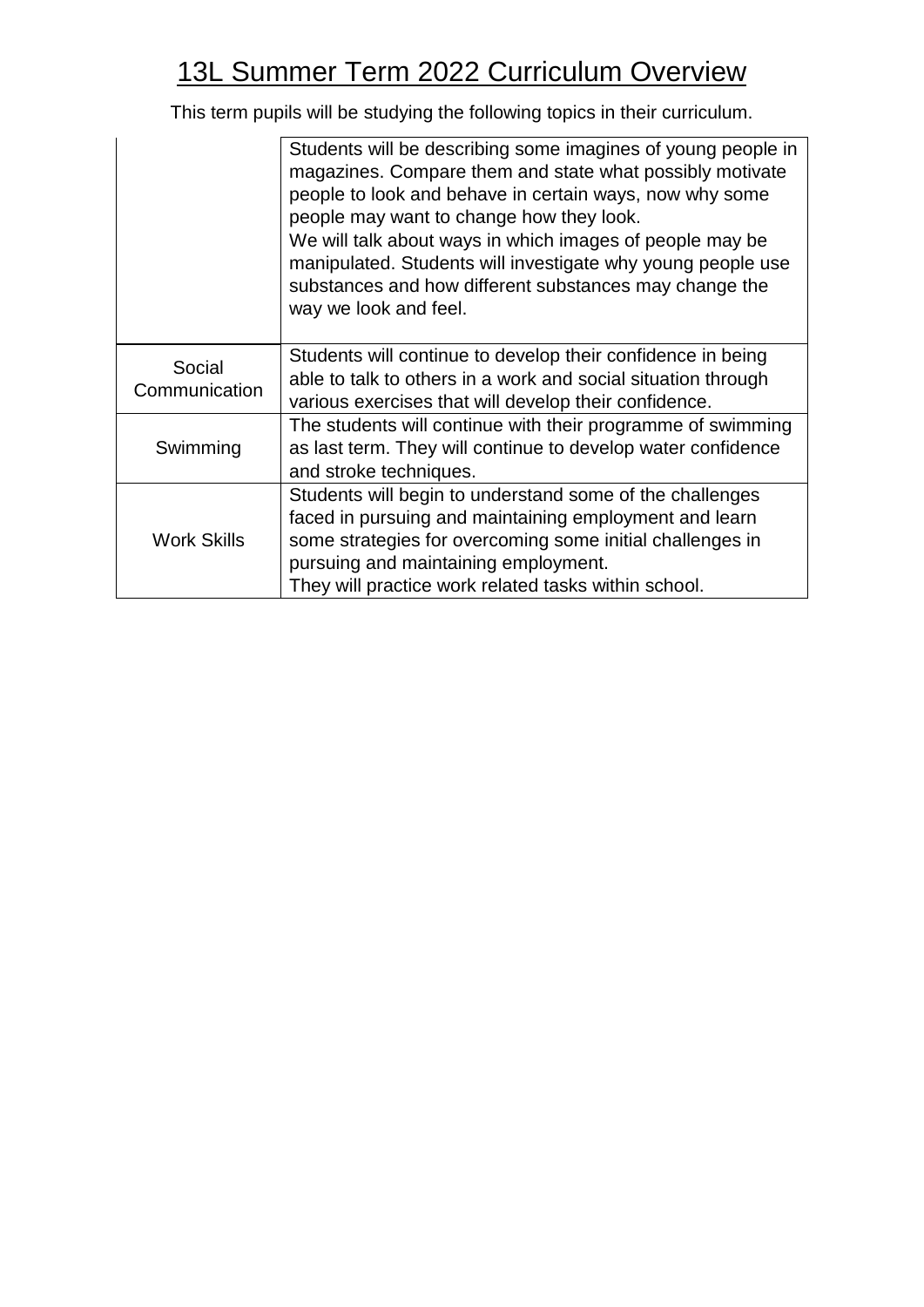# 13L Summer Term 2022 Curriculum Overview

This term pupils will be studying the following topics in their curriculum.

| | |
|---|---|
| | Students will be describing some imagines of young people in magazines. Compare them and state what possibly motivate people to look and behave in certain ways, now why some people may want to change how they look.<br>We will talk about ways in which images of people may be manipulated. Students will investigate why young people use substances and how different substances may change the way we look and feel. |
| Social Communication | Students will continue to develop their confidence in being able to talk to others in a work and social situation through various exercises that will develop their confidence. |
| Swimming | The students will continue with their programme of swimming as last term. They will continue to develop water confidence and stroke techniques. |
| Work Skills | Students will begin to understand some of the challenges faced in pursuing and maintaining employment and learn some strategies for overcoming some initial challenges in pursuing and maintaining employment.<br>They will practice work related tasks within school. |